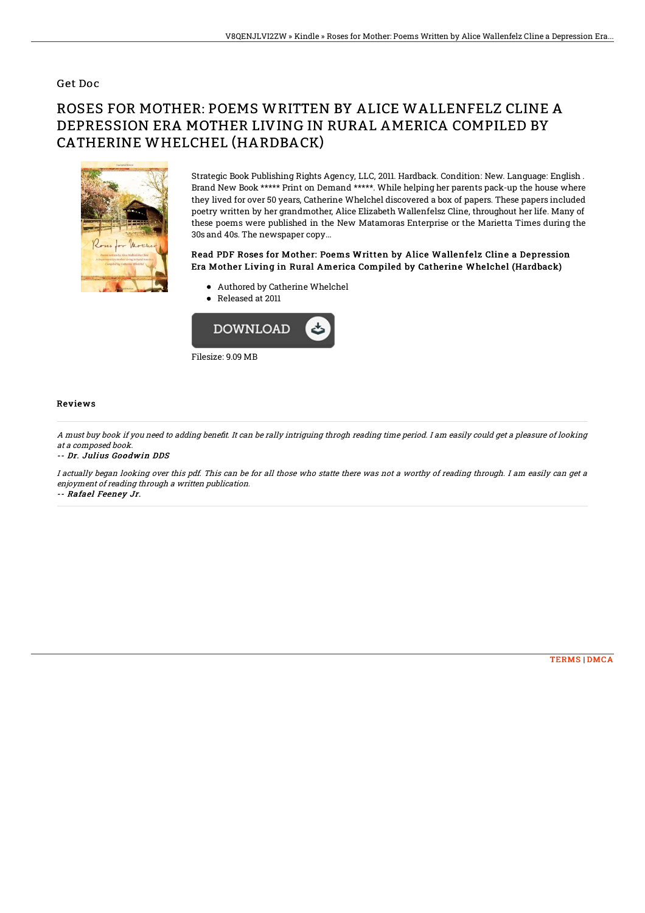Get Doc

# ROSES FOR MOTHER: POEMS WRITTEN BY ALICE WALLENFELZ CLINE A DEPRESSION ERA MOTHER LIVING IN RURAL AMERICA COMPILED BY CATHERINE WHELCHEL (HARDBACK)

Strategic Book Publishing Rights Agency, LLC, 2011. Hardback. Condition: New. Language: English . Brand New Book ***** Print on Demand *****. While helping her parents pack-up the house where they lived for over 50 years, Catherine Whelchel discovered a box of papers. These papers included poetry written by her grandmother, Alice Elizabeth Wallenfelsz Cline, throughout her life. Many of these poems were published in the New Matamoras Enterprise or the Marietta Times during the 30s and 40s. The newspaper copy...

### Read PDF Roses for Mother: Poems Written by Alice Wallenfelz Cline a Depression Era Mother Living in Rural America Compiled by Catherine Whelchel (Hardback)

- Authored by Catherine Whelchel
- Released at 2011

DOWNLOAD

Filesize: 9.09 MB

## Reviews

*A must buy book if you need to adding benefit. It can be rally intriguing throgh reading time period. I am easily could get a pleasure of looking at a composed book.*

*-- Dr. Julius Goodwin DDS*

*I actually began looking over this pdf. This can be for all those who statte there was not a worthy of reading through. I am easily can get a enjoyment of reading through a written publication.*

*-- Rafael Feeney Jr.*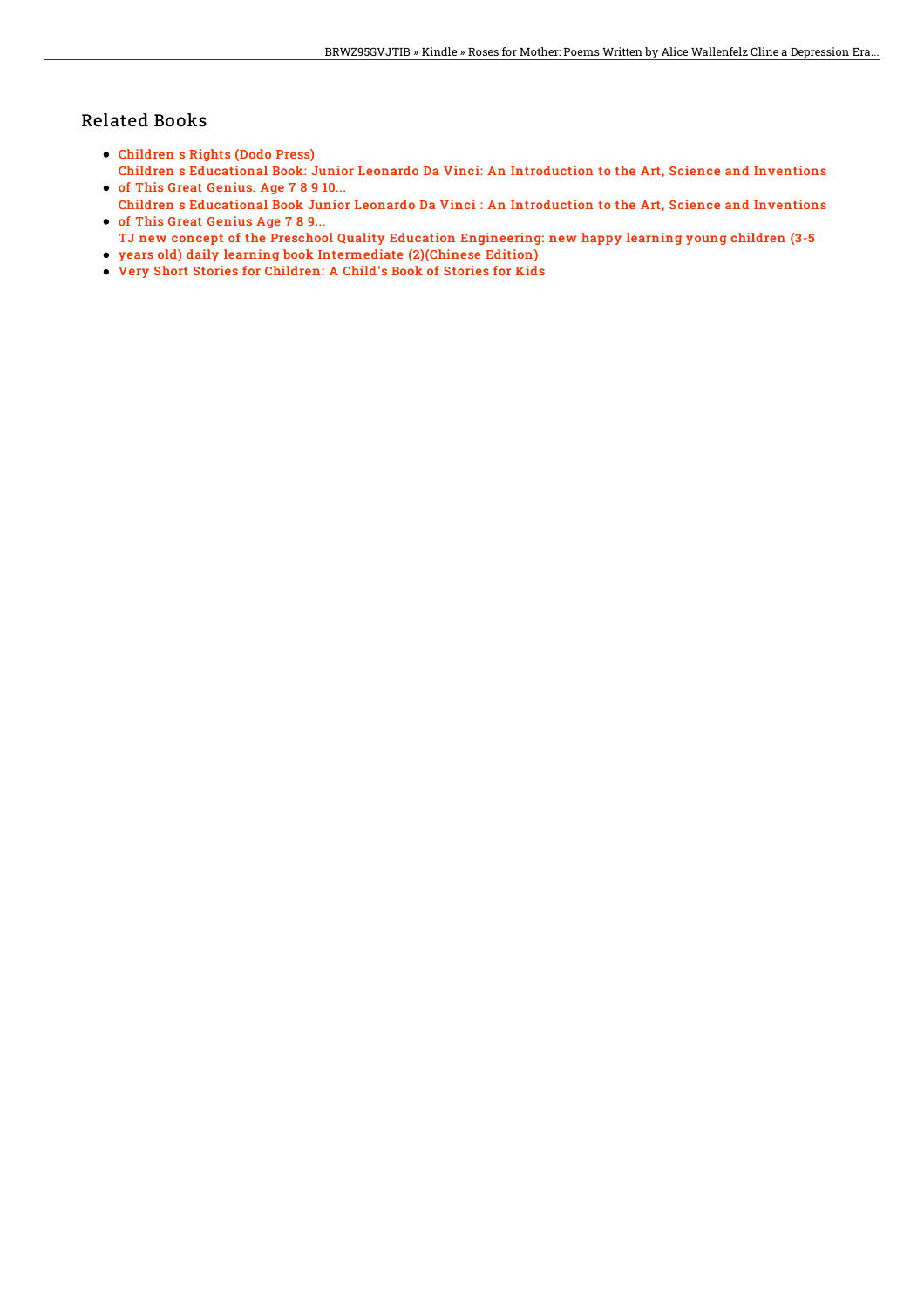## Related Books

- Children s Rights (Dodo Press)
- Children s Educational Book: Junior Leonardo Da Vinci: An Introduction to the Art, Science and Inventions of This Great Genius. Age 7 8 9 10...
- Children s Educational Book Junior Leonardo Da Vinci : An Introduction to the Art, Science and Inventions of This Great Genius Age 7 8 9...
- TJ new concept of the Preschool Quality Education Engineering: new happy learning young children (3-5 years old) daily learning book Intermediate (2)(Chinese Edition)
- Very Short Stories for Children: A Child's Book of Stories for Kids